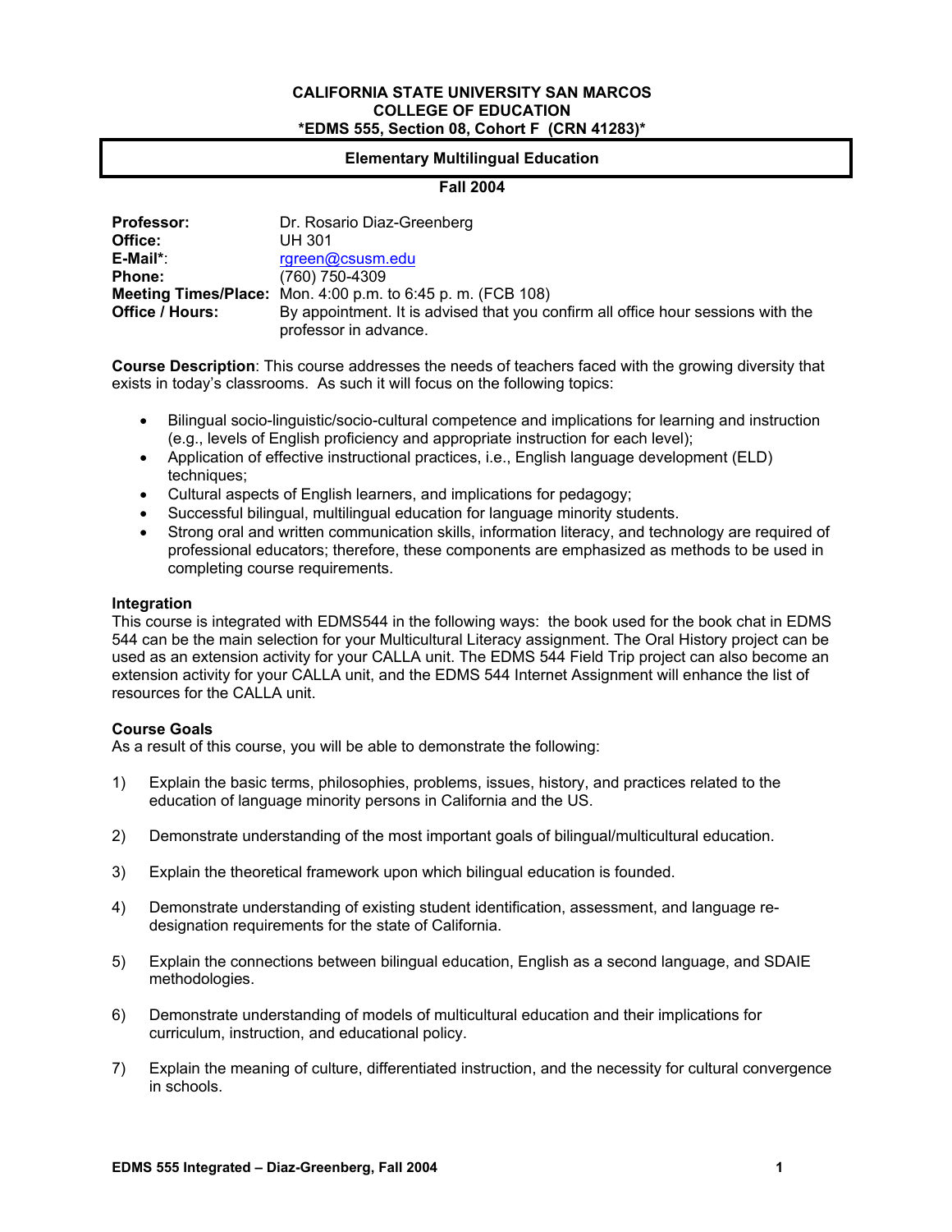**CALIFORNIA STATE UNIVERSITY SAN MARCOS**
**COLLEGE OF EDUCATION**
***EDMS 555, Section 08, Cohort F (CRN 41283)***

# Elementary Multilingual Education

**Fall 2004**

**Professor:** Dr. Rosario Diaz-Greenberg
**Office:** UH 301
**E-Mail***: rgreen@csusm.edu
**Phone:** (760) 750-4309
**Meeting Times/Place:** Mon. 4:00 p.m. to 6:45 p. m. (FCB 108)
**Office / Hours:** By appointment. It is advised that you confirm all office hour sessions with the professor in advance.

**Course Description**: This course addresses the needs of teachers faced with the growing diversity that exists in today's classrooms. As such it will focus on the following topics:

- Bilingual socio-linguistic/socio-cultural competence and implications for learning and instruction (e.g., levels of English proficiency and appropriate instruction for each level);
- Application of effective instructional practices, i.e., English language development (ELD) techniques;
- Cultural aspects of English learners, and implications for pedagogy;
- Successful bilingual, multilingual education for language minority students.
- Strong oral and written communication skills, information literacy, and technology are required of professional educators; therefore, these components are emphasized as methods to be used in completing course requirements.

### Integration

This course is integrated with EDMS544 in the following ways: the book used for the book chat in EDMS 544 can be the main selection for your Multicultural Literacy assignment. The Oral History project can be used as an extension activity for your CALLA unit. The EDMS 544 Field Trip project can also become an extension activity for your CALLA unit, and the EDMS 544 Internet Assignment will enhance the list of resources for the CALLA unit.

### Course Goals

As a result of this course, you will be able to demonstrate the following:

1) Explain the basic terms, philosophies, problems, issues, history, and practices related to the education of language minority persons in California and the US.

2) Demonstrate understanding of the most important goals of bilingual/multicultural education.

3) Explain the theoretical framework upon which bilingual education is founded.

4) Demonstrate understanding of existing student identification, assessment, and language re-designation requirements for the state of California.

5) Explain the connections between bilingual education, English as a second language, and SDAIE methodologies.

6) Demonstrate understanding of models of multicultural education and their implications for curriculum, instruction, and educational policy.

7) Explain the meaning of culture, differentiated instruction, and the necessity for cultural convergence in schools.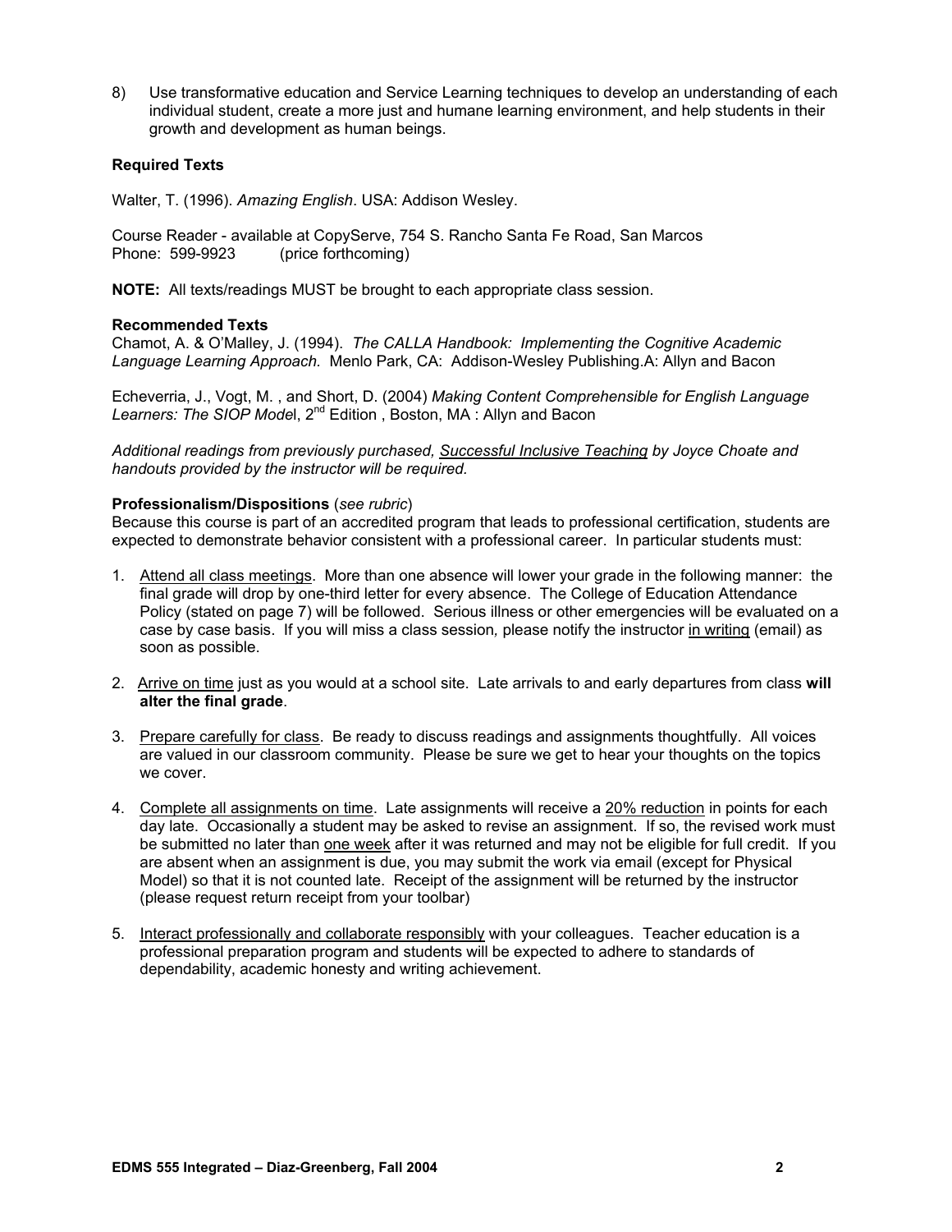8) Use transformative education and Service Learning techniques to develop an understanding of each individual student, create a more just and humane learning environment, and help students in their growth and development as human beings.

### Required Texts

Walter, T. (1996). *Amazing English*. USA: Addison Wesley.

Course Reader - available at CopyServe, 754 S. Rancho Santa Fe Road, San Marcos
Phone: 599-9923 (price forthcoming)

**NOTE:** All texts/readings MUST be brought to each appropriate class session.

### Recommended Texts

Chamot, A. & O'Malley, J. (1994). *The CALLA Handbook: Implementing the Cognitive Academic Language Learning Approach.* Menlo Park, CA: Addison-Wesley Publishing.A: Allyn and Bacon

Echeverria, J., Vogt, M. , and Short, D. (2004) *Making Content Comprehensible for English Language Learners: The SIOP Mode*l, 2nd Edition , Boston, MA : Allyn and Bacon

*Additional readings from previously purchased, Successful Inclusive Teaching by Joyce Choate and handouts provided by the instructor will be required.*

### Professionalism/Dispositions (*see rubric*)

Because this course is part of an accredited program that leads to professional certification, students are expected to demonstrate behavior consistent with a professional career. In particular students must:

1. Attend all class meetings. More than one absence will lower your grade in the following manner: the final grade will drop by one-third letter for every absence. The College of Education Attendance Policy (stated on page 7) will be followed. Serious illness or other emergencies will be evaluated on a case by case basis. If you will miss a class session*,* please notify the instructor in writing (email) as soon as possible.

2. Arrive on time just as you would at a school site. Late arrivals to and early departures from class **will alter the final grade**.

3. Prepare carefully for class. Be ready to discuss readings and assignments thoughtfully. All voices are valued in our classroom community. Please be sure we get to hear your thoughts on the topics we cover.

4. Complete all assignments on time. Late assignments will receive a 20% reduction in points for each day late. Occasionally a student may be asked to revise an assignment. If so, the revised work must be submitted no later than one week after it was returned and may not be eligible for full credit. If you are absent when an assignment is due, you may submit the work via email (except for Physical Model) so that it is not counted late. Receipt of the assignment will be returned by the instructor (please request return receipt from your toolbar)

5. Interact professionally and collaborate responsibly with your colleagues. Teacher education is a professional preparation program and students will be expected to adhere to standards of dependability, academic honesty and writing achievement.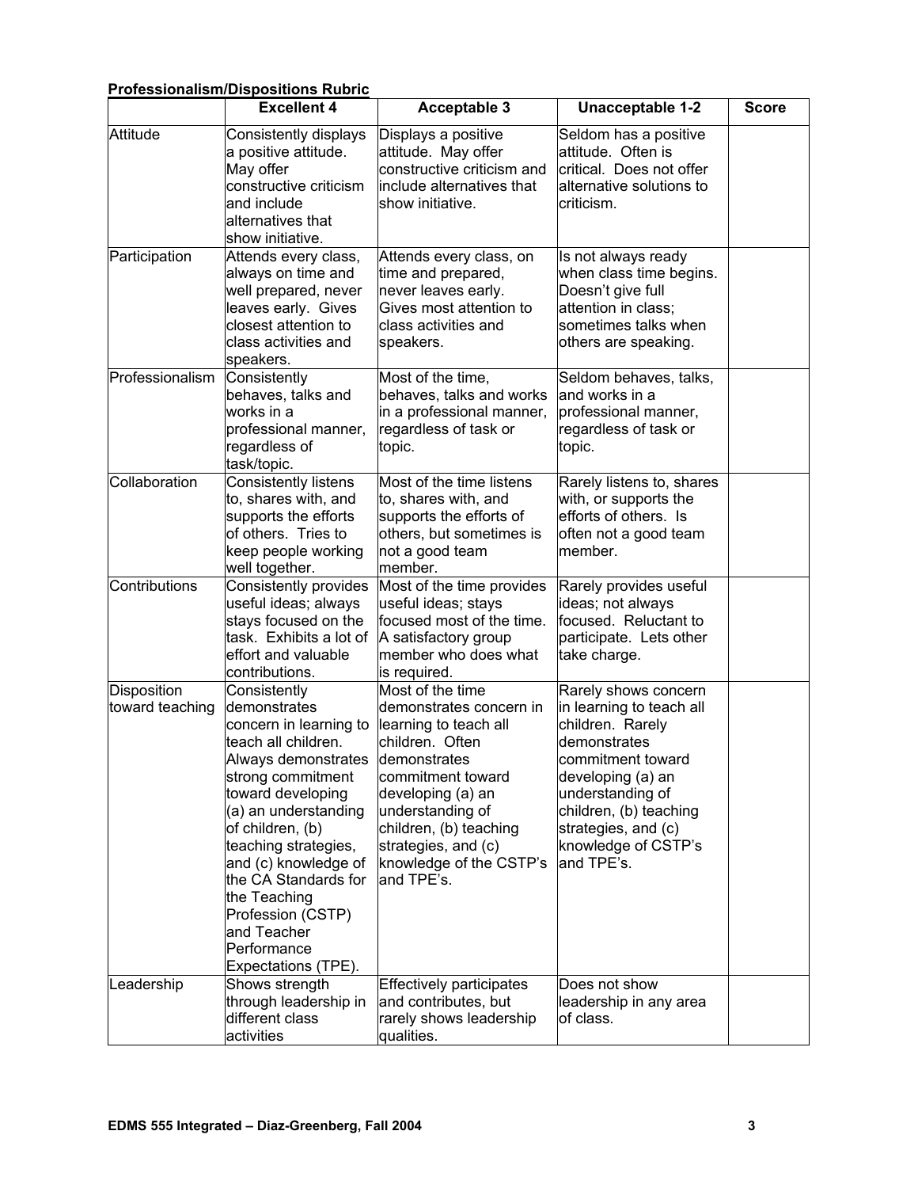**Professionalism/Dispositions Rubric**

| | Excellent 4 | Acceptable 3 | Unacceptable 1-2 | Score |
|---|---|---|---|---|
| Attitude | Consistently displays a positive attitude. May offer constructive criticism and include alternatives that show initiative. | Displays a positive attitude. May offer constructive criticism and include alternatives that show initiative. | Seldom has a positive attitude. Often is critical. Does not offer alternative solutions to criticism. | |
| Participation | Attends every class, always on time and well prepared, never leaves early. Gives closest attention to class activities and speakers. | Attends every class, on time and prepared, never leaves early. Gives most attention to class activities and speakers. | Is not always ready when class time begins. Doesn't give full attention in class; sometimes talks when others are speaking. | |
| Professionalism | Consistently behaves, talks and works in a professional manner, regardless of task/topic. | Most of the time, behaves, talks and works in a professional manner, regardless of task or topic. | Seldom behaves, talks, and works in a professional manner, regardless of task or topic. | |
| Collaboration | Consistently listens to, shares with, and supports the efforts of others. Tries to keep people working well together. | Most of the time listens to, shares with, and supports the efforts of others, but sometimes is not a good team member. | Rarely listens to, shares with, or supports the efforts of others. Is often not a good team member. | |
| Contributions | Consistently provides useful ideas; always stays focused on the task. Exhibits a lot of effort and valuable contributions. | Most of the time provides useful ideas; stays focused most of the time. A satisfactory group member who does what is required. | Rarely provides useful ideas; not always focused. Reluctant to participate. Lets other take charge. | |
| Disposition toward teaching | Consistently demonstrates concern in learning to teach all children. Always demonstrates strong commitment toward developing (a) an understanding of children, (b) teaching strategies, and (c) knowledge of the CA Standards for the Teaching Profession (CSTP) and Teacher Performance Expectations (TPE). | Most of the time demonstrates concern in learning to teach all children. Often demonstrates commitment toward developing (a) an understanding of children, (b) teaching strategies, and (c) knowledge of the CSTP's and TPE's. | Rarely shows concern in learning to teach all children. Rarely demonstrates commitment toward developing (a) an understanding of children, (b) teaching strategies, and (c) knowledge of CSTP's and TPE's. | |
| Leadership | Shows strength through leadership in different class activities | Effectively participates and contributes, but rarely shows leadership qualities. | Does not show leadership in any area of class. | |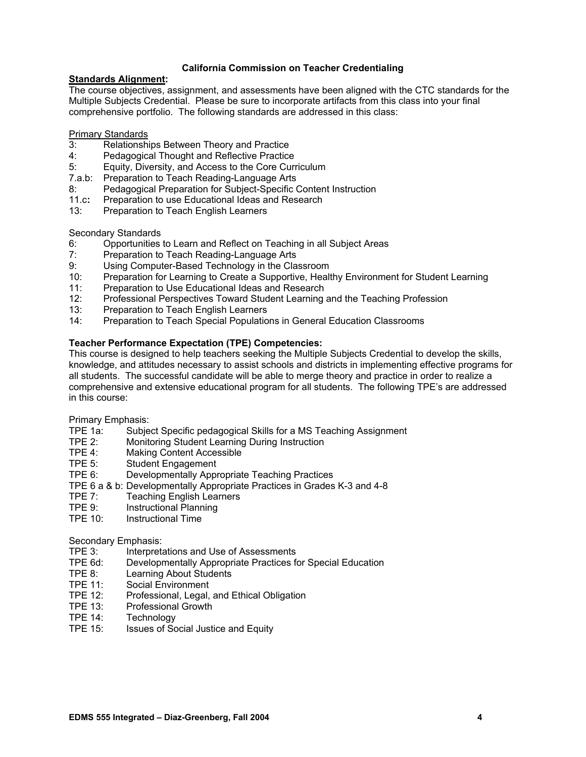## California Commission on Teacher Credentialing

**Standards Alignment:**

The course objectives, assignment, and assessments have been aligned with the CTC standards for the Multiple Subjects Credential. Please be sure to incorporate artifacts from this class into your final comprehensive portfolio. The following standards are addressed in this class:

Primary Standards

- 3: Relationships Between Theory and Practice
- 4: Pedagogical Thought and Reflective Practice
- 5: Equity, Diversity, and Access to the Core Curriculum
- 7.a.b: Preparation to Teach Reading-Language Arts
- 8: Pedagogical Preparation for Subject-Specific Content Instruction
- 11.c**:** Preparation to use Educational Ideas and Research
- 13: Preparation to Teach English Learners

Secondary Standards

- 6: Opportunities to Learn and Reflect on Teaching in all Subject Areas
- 7: Preparation to Teach Reading-Language Arts
- 9: Using Computer-Based Technology in the Classroom
- 10: Preparation for Learning to Create a Supportive, Healthy Environment for Student Learning
- 11: Preparation to Use Educational Ideas and Research
- 12: Professional Perspectives Toward Student Learning and the Teaching Profession
- 13: Preparation to Teach English Learners
- 14: Preparation to Teach Special Populations in General Education Classrooms

**Teacher Performance Expectation (TPE) Competencies:**

This course is designed to help teachers seeking the Multiple Subjects Credential to develop the skills, knowledge, and attitudes necessary to assist schools and districts in implementing effective programs for all students. The successful candidate will be able to merge theory and practice in order to realize a comprehensive and extensive educational program for all students. The following TPE's are addressed in this course:

Primary Emphasis:

- TPE 1a: Subject Specific pedagogical Skills for a MS Teaching Assignment
- TPE 2: Monitoring Student Learning During Instruction
- TPE 4: Making Content Accessible
- TPE 5: Student Engagement
- TPE 6: Developmentally Appropriate Teaching Practices
- TPE 6 a & b: Developmentally Appropriate Practices in Grades K-3 and 4-8
- TPE 7: Teaching English Learners
- TPE 9: Instructional Planning
- TPE 10: Instructional Time

Secondary Emphasis:

- TPE 3: Interpretations and Use of Assessments
- TPE 6d: Developmentally Appropriate Practices for Special Education
- TPE 8: Learning About Students
- TPE 11: Social Environment
- TPE 12: Professional, Legal, and Ethical Obligation
- TPE 13: Professional Growth
- TPE 14: Technology
- TPE 15: Issues of Social Justice and Equity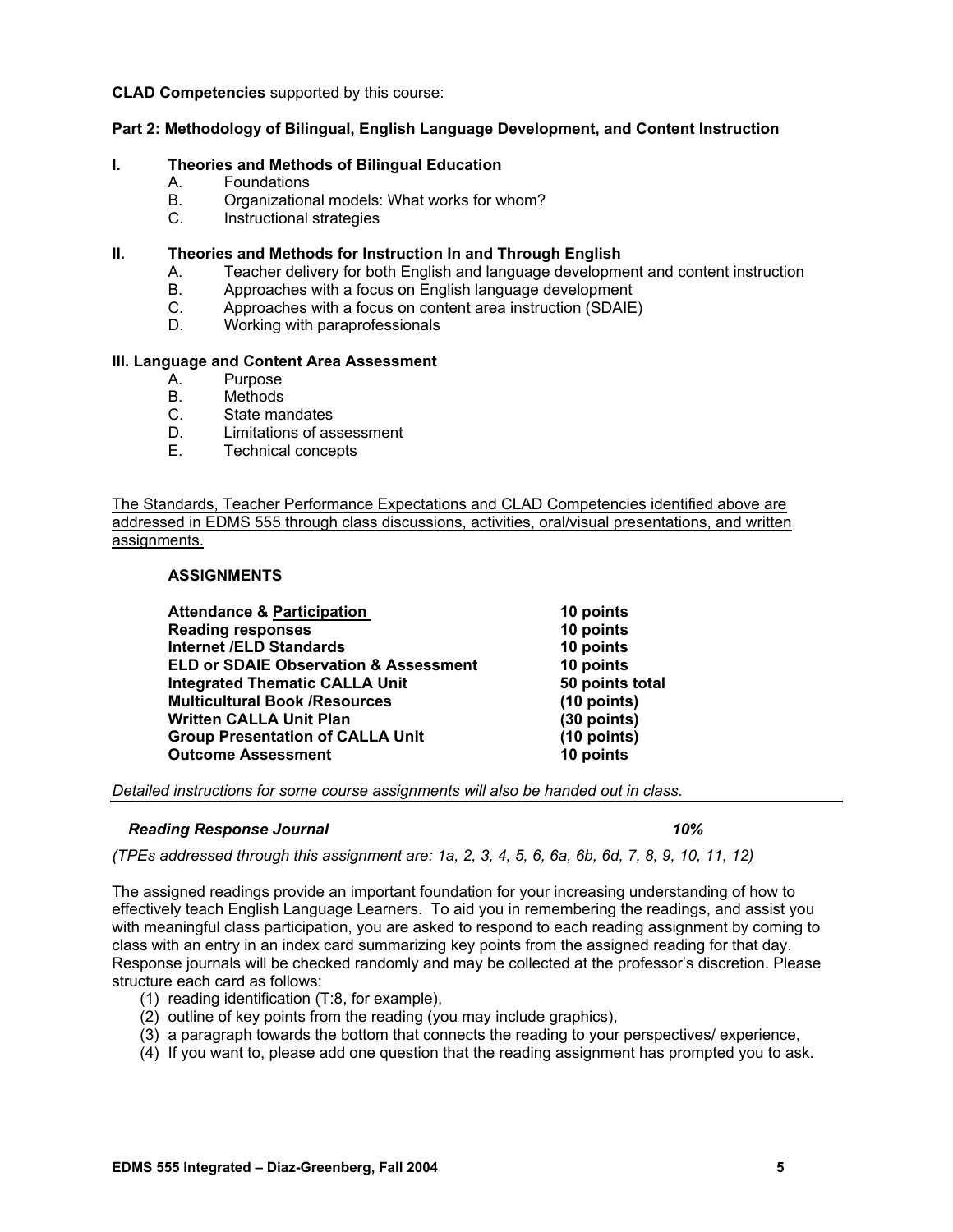**CLAD Competencies** supported by this course:

**Part 2: Methodology of Bilingual, English Language Development, and Content Instruction**

**I. Theories and Methods of Bilingual Education**

A. Foundations
B. Organizational models: What works for whom?
C. Instructional strategies

**II. Theories and Methods for Instruction In and Through English**

A. Teacher delivery for both English and language development and content instruction
B. Approaches with a focus on English language development
C. Approaches with a focus on content area instruction (SDAIE)
D. Working with paraprofessionals

**III. Language and Content Area Assessment**

A. Purpose
B. Methods
C. State mandates
D. Limitations of assessment
E. Technical concepts

The Standards, Teacher Performance Expectations and CLAD Competencies identified above are addressed in EDMS 555 through class discussions, activities, oral/visual presentations, and written assignments.

**ASSIGNMENTS**

| | |
|---|---|
| **Attendance & Participation** | **10 points** |
| **Reading responses** | **10 points** |
| **Internet /ELD Standards** | **10 points** |
| **ELD or SDAIE Observation & Assessment** | **10 points** |
| **Integrated Thematic CALLA Unit** | **50 points total** |
| **Multicultural Book /Resources** | **(10 points)** |
| **Written CALLA Unit Plan** | **(30 points)** |
| **Group Presentation of CALLA Unit** | **(10 points)** |
| **Outcome Assessment** | **10 points** |

*Detailed instructions for some course assignments will also be handed out in class.*

***Reading Response Journal*** ***10%***

*(TPEs addressed through this assignment are: 1a, 2, 3, 4, 5, 6, 6a, 6b, 6d, 7, 8, 9, 10, 11, 12)*

The assigned readings provide an important foundation for your increasing understanding of how to effectively teach English Language Learners. To aid you in remembering the readings, and assist you with meaningful class participation, you are asked to respond to each reading assignment by coming to class with an entry in an index card summarizing key points from the assigned reading for that day. Response journals will be checked randomly and may be collected at the professor's discretion. Please structure each card as follows:

(1) reading identification (T:8, for example),
(2) outline of key points from the reading (you may include graphics),
(3) a paragraph towards the bottom that connects the reading to your perspectives/ experience,
(4) If you want to, please add one question that the reading assignment has prompted you to ask.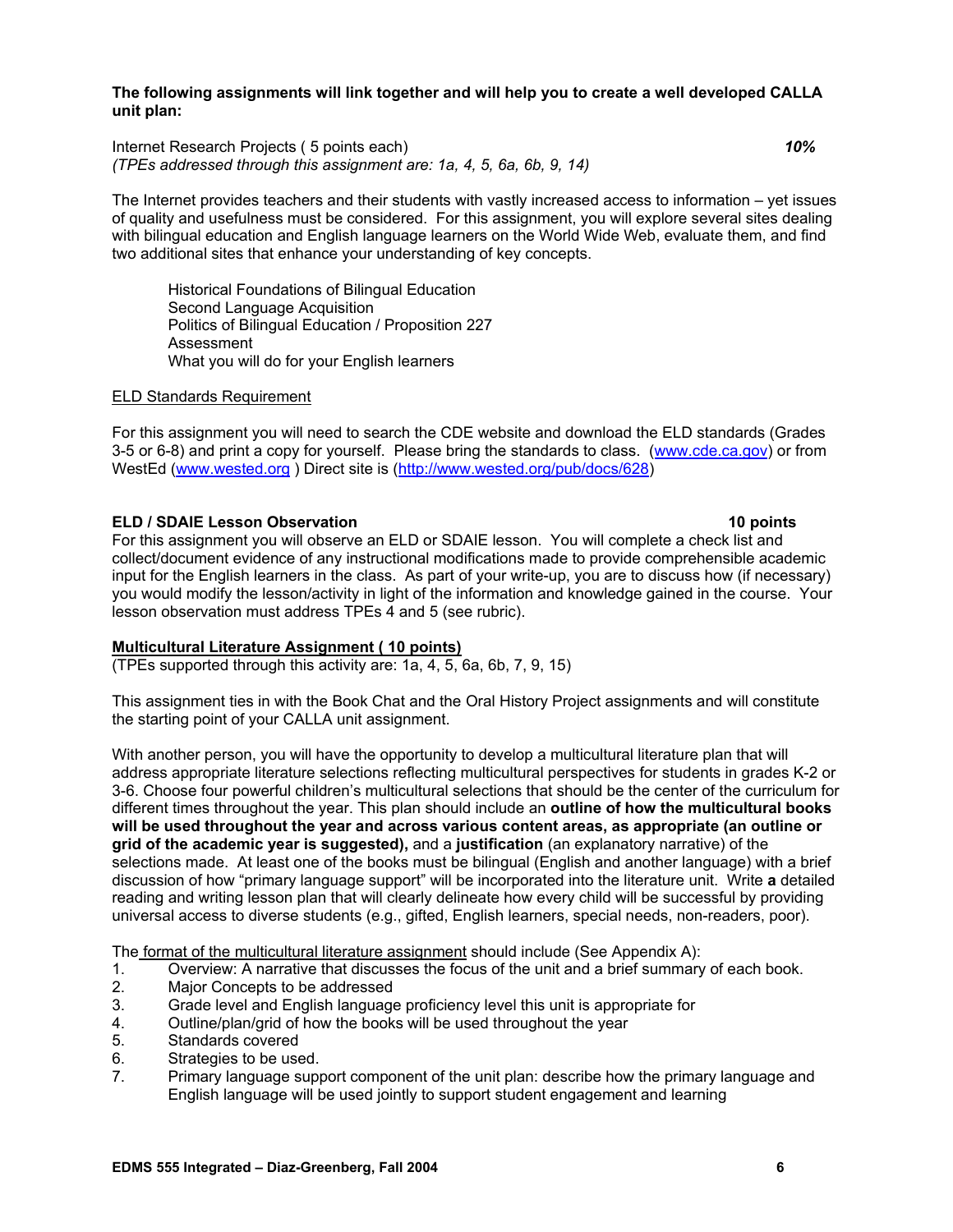**The following assignments will link together and will help you to create a well developed CALLA unit plan:**

Internet Research Projects ( 5 points each) ***10%***
*(TPEs addressed through this assignment are: 1a, 4, 5, 6a, 6b, 9, 14)*

The Internet provides teachers and their students with vastly increased access to information – yet issues of quality and usefulness must be considered. For this assignment, you will explore several sites dealing with bilingual education and English language learners on the World Wide Web, evaluate them, and find two additional sites that enhance your understanding of key concepts.

Historical Foundations of Bilingual Education
Second Language Acquisition
Politics of Bilingual Education / Proposition 227
Assessment
What you will do for your English learners

ELD Standards Requirement

For this assignment you will need to search the CDE website and download the ELD standards (Grades 3-5 or 6-8) and print a copy for yourself. Please bring the standards to class. (www.cde.ca.gov) or from WestEd (www.wested.org ) Direct site is (http://www.wested.org/pub/docs/628)

**ELD / SDAIE Lesson Observation** **10 points**
For this assignment you will observe an ELD or SDAIE lesson. You will complete a check list and collect/document evidence of any instructional modifications made to provide comprehensible academic input for the English learners in the class. As part of your write-up, you are to discuss how (if necessary) you would modify the lesson/activity in light of the information and knowledge gained in the course. Your lesson observation must address TPEs 4 and 5 (see rubric).

**Multicultural Literature Assignment ( 10 points)**
(TPEs supported through this activity are: 1a, 4, 5, 6a, 6b, 7, 9, 15)

This assignment ties in with the Book Chat and the Oral History Project assignments and will constitute the starting point of your CALLA unit assignment.

With another person, you will have the opportunity to develop a multicultural literature plan that will address appropriate literature selections reflecting multicultural perspectives for students in grades K-2 or 3-6. Choose four powerful children's multicultural selections that should be the center of the curriculum for different times throughout the year. This plan should include an **outline of how the multicultural books will be used throughout the year and across various content areas, as appropriate (an outline or grid of the academic year is suggested),** and a **justification** (an explanatory narrative) of the selections made. At least one of the books must be bilingual (English and another language) with a brief discussion of how "primary language support" will be incorporated into the literature unit. Write **a** detailed reading and writing lesson plan that will clearly delineate how every child will be successful by providing universal access to diverse students (e.g., gifted, English learners, special needs, non-readers, poor).

The format of the multicultural literature assignment should include (See Appendix A):

1. Overview: A narrative that discusses the focus of the unit and a brief summary of each book.
2. Major Concepts to be addressed
3. Grade level and English language proficiency level this unit is appropriate for
4. Outline/plan/grid of how the books will be used throughout the year
5. Standards covered
6. Strategies to be used.
7. Primary language support component of the unit plan: describe how the primary language and English language will be used jointly to support student engagement and learning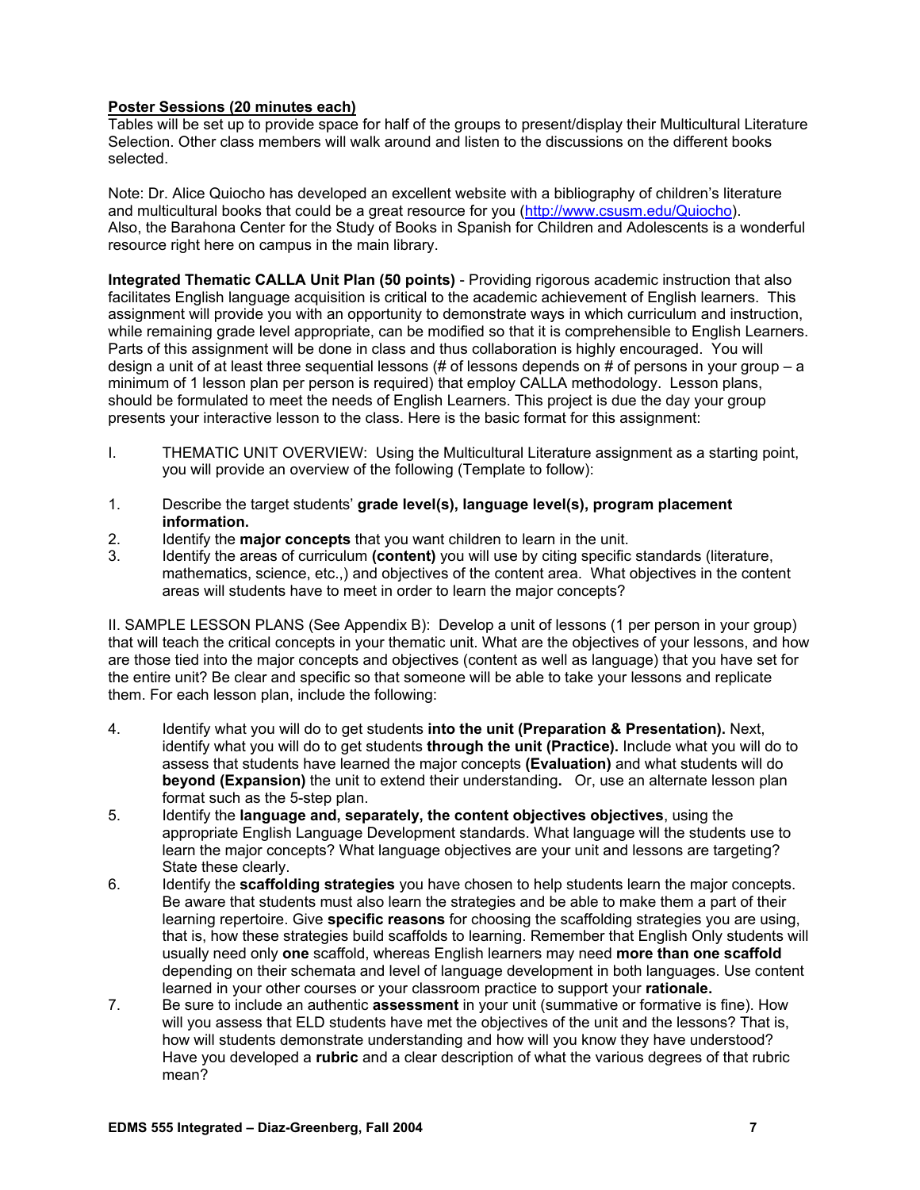**Poster Sessions (20 minutes each)**
Tables will be set up to provide space for half of the groups to present/display their Multicultural Literature Selection. Other class members will walk around and listen to the discussions on the different books selected.

Note: Dr. Alice Quiocho has developed an excellent website with a bibliography of children's literature and multicultural books that could be a great resource for you (http://www.csusm.edu/Quiocho). Also, the Barahona Center for the Study of Books in Spanish for Children and Adolescents is a wonderful resource right here on campus in the main library.

**Integrated Thematic CALLA Unit Plan (50 points)** - Providing rigorous academic instruction that also facilitates English language acquisition is critical to the academic achievement of English learners. This assignment will provide you with an opportunity to demonstrate ways in which curriculum and instruction, while remaining grade level appropriate, can be modified so that it is comprehensible to English Learners. Parts of this assignment will be done in class and thus collaboration is highly encouraged. You will design a unit of at least three sequential lessons (# of lessons depends on # of persons in your group – a minimum of 1 lesson plan per person is required) that employ CALLA methodology. Lesson plans, should be formulated to meet the needs of English Learners. This project is due the day your group presents your interactive lesson to the class. Here is the basic format for this assignment:

I. THEMATIC UNIT OVERVIEW: Using the Multicultural Literature assignment as a starting point, you will provide an overview of the following (Template to follow):

1. Describe the target students' **grade level(s), language level(s), program placement information.**
2. Identify the **major concepts** that you want children to learn in the unit.
3. Identify the areas of curriculum **(content)** you will use by citing specific standards (literature, mathematics, science, etc.,) and objectives of the content area. What objectives in the content areas will students have to meet in order to learn the major concepts?

II. SAMPLE LESSON PLANS (See Appendix B): Develop a unit of lessons (1 per person in your group) that will teach the critical concepts in your thematic unit. What are the objectives of your lessons, and how are those tied into the major concepts and objectives (content as well as language) that you have set for the entire unit? Be clear and specific so that someone will be able to take your lessons and replicate them. For each lesson plan, include the following:

4. Identify what you will do to get students **into the unit (Preparation & Presentation).** Next, identify what you will do to get students **through the unit (Practice).** Include what you will do to assess that students have learned the major concepts **(Evaluation)** and what students will do **beyond (Expansion)** the unit to extend their understanding**.** Or, use an alternate lesson plan format such as the 5-step plan.
5. Identify the **language and, separately, the content objectives objectives**, using the appropriate English Language Development standards. What language will the students use to learn the major concepts? What language objectives are your unit and lessons are targeting? State these clearly.
6. Identify the **scaffolding strategies** you have chosen to help students learn the major concepts. Be aware that students must also learn the strategies and be able to make them a part of their learning repertoire. Give **specific reasons** for choosing the scaffolding strategies you are using, that is, how these strategies build scaffolds to learning. Remember that English Only students will usually need only **one** scaffold, whereas English learners may need **more than one scaffold** depending on their schemata and level of language development in both languages. Use content learned in your other courses or your classroom practice to support your **rationale.**
7. Be sure to include an authentic **assessment** in your unit (summative or formative is fine). How will you assess that ELD students have met the objectives of the unit and the lessons? That is, how will students demonstrate understanding and how will you know they have understood? Have you developed a **rubric** and a clear description of what the various degrees of that rubric mean?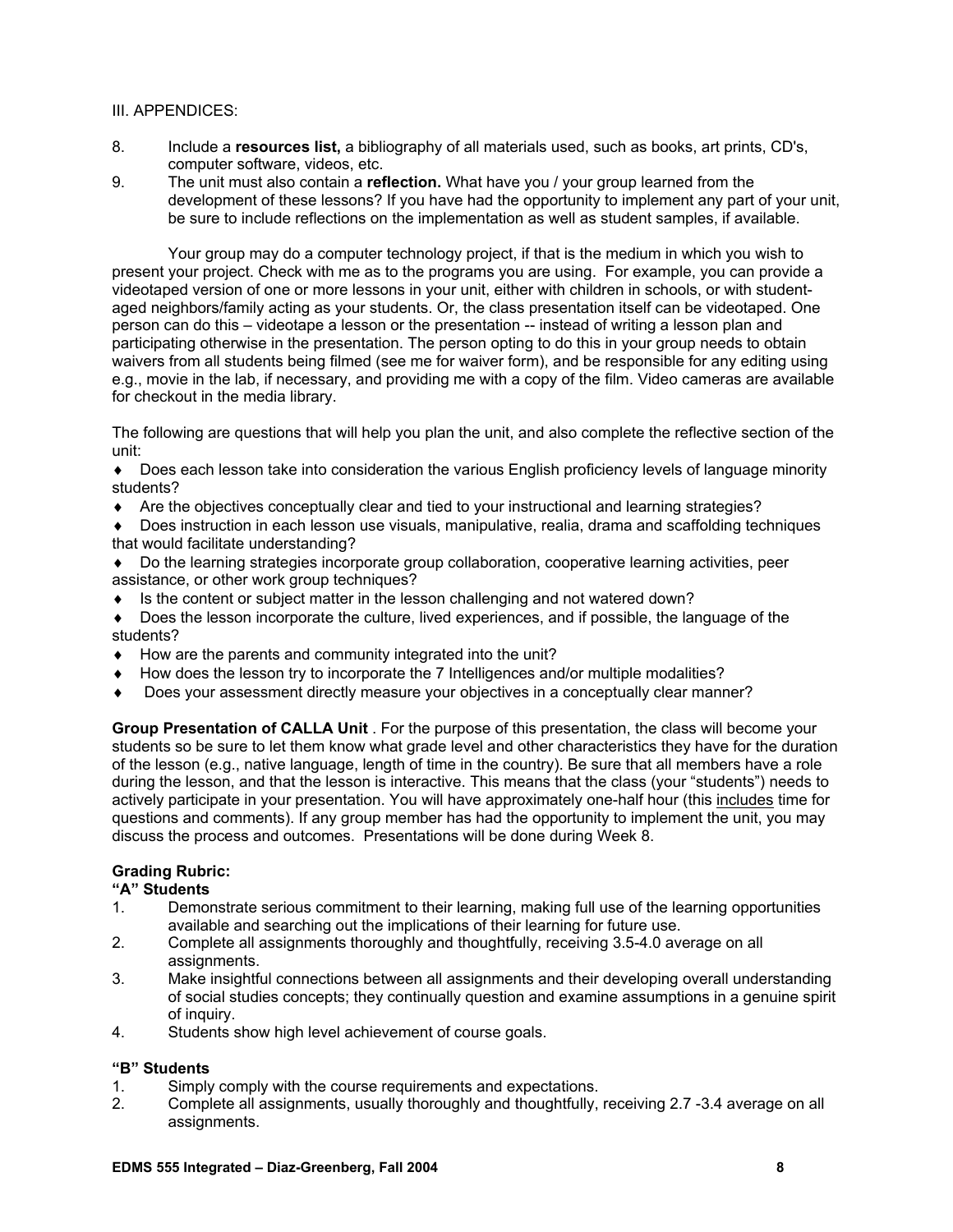III. APPENDICES:

8. Include a **resources list,** a bibliography of all materials used, such as books, art prints, CD's, computer software, videos, etc.
9. The unit must also contain a **reflection.** What have you / your group learned from the development of these lessons? If you have had the opportunity to implement any part of your unit, be sure to include reflections on the implementation as well as student samples, if available.

Your group may do a computer technology project, if that is the medium in which you wish to present your project. Check with me as to the programs you are using. For example, you can provide a videotaped version of one or more lessons in your unit, either with children in schools, or with student-aged neighbors/family acting as your students. Or, the class presentation itself can be videotaped. One person can do this – videotape a lesson or the presentation -- instead of writing a lesson plan and participating otherwise in the presentation. The person opting to do this in your group needs to obtain waivers from all students being filmed (see me for waiver form), and be responsible for any editing using e.g., movie in the lab, if necessary, and providing me with a copy of the film. Video cameras are available for checkout in the media library.

The following are questions that will help you plan the unit, and also complete the reflective section of the unit:

- Does each lesson take into consideration the various English proficiency levels of language minority students?
- Are the objectives conceptually clear and tied to your instructional and learning strategies?
- Does instruction in each lesson use visuals, manipulative, realia, drama and scaffolding techniques that would facilitate understanding?
- Do the learning strategies incorporate group collaboration, cooperative learning activities, peer assistance, or other work group techniques?
- Is the content or subject matter in the lesson challenging and not watered down?
- Does the lesson incorporate the culture, lived experiences, and if possible, the language of the students?
- How are the parents and community integrated into the unit?
- How does the lesson try to incorporate the 7 Intelligences and/or multiple modalities?
- Does your assessment directly measure your objectives in a conceptually clear manner?

**Group Presentation of CALLA Unit** . For the purpose of this presentation, the class will become your students so be sure to let them know what grade level and other characteristics they have for the duration of the lesson (e.g., native language, length of time in the country). Be sure that all members have a role during the lesson, and that the lesson is interactive. This means that the class (your "students") needs to actively participate in your presentation. You will have approximately one-half hour (this <u>includes</u> time for questions and comments). If any group member has had the opportunity to implement the unit, you may discuss the process and outcomes. Presentations will be done during Week 8.

**Grading Rubric:**

**"A" Students**

1. Demonstrate serious commitment to their learning, making full use of the learning opportunities available and searching out the implications of their learning for future use.
2. Complete all assignments thoroughly and thoughtfully, receiving 3.5-4.0 average on all assignments.
3. Make insightful connections between all assignments and their developing overall understanding of social studies concepts; they continually question and examine assumptions in a genuine spirit of inquiry.
4. Students show high level achievement of course goals.

**"B" Students**

1. Simply comply with the course requirements and expectations.
2. Complete all assignments, usually thoroughly and thoughtfully, receiving 2.7 -3.4 average on all assignments.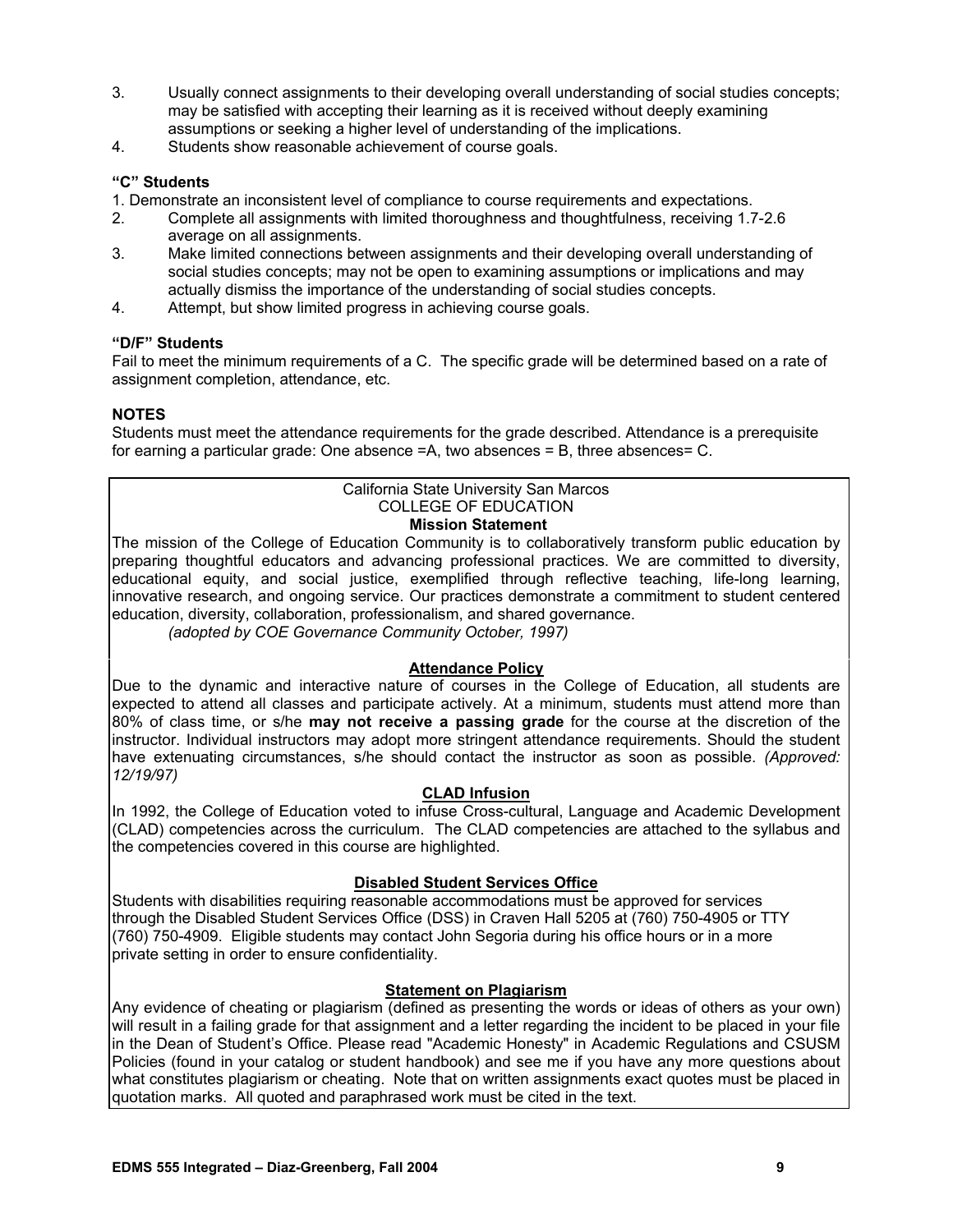3. Usually connect assignments to their developing overall understanding of social studies concepts; may be satisfied with accepting their learning as it is received without deeply examining assumptions or seeking a higher level of understanding of the implications.
4. Students show reasonable achievement of course goals.

**"C" Students**

1. Demonstrate an inconsistent level of compliance to course requirements and expectations.
2. Complete all assignments with limited thoroughness and thoughtfulness, receiving 1.7-2.6 average on all assignments.
3. Make limited connections between assignments and their developing overall understanding of social studies concepts; may not be open to examining assumptions or implications and may actually dismiss the importance of the understanding of social studies concepts.
4. Attempt, but show limited progress in achieving course goals.

**"D/F" Students**

Fail to meet the minimum requirements of a C. The specific grade will be determined based on a rate of assignment completion, attendance, etc.

**NOTES**

Students must meet the attendance requirements for the grade described. Attendance is a prerequisite for earning a particular grade: One absence =A, two absences = B, three absences= C.

California State University San Marcos
COLLEGE OF EDUCATION
**Mission Statement**

The mission of the College of Education Community is to collaboratively transform public education by preparing thoughtful educators and advancing professional practices. We are committed to diversity, educational equity, and social justice, exemplified through reflective teaching, life-long learning, innovative research, and ongoing service. Our practices demonstrate a commitment to student centered education, diversity, collaboration, professionalism, and shared governance.
*(adopted by COE Governance Community October, 1997)*

**Attendance Policy**

Due to the dynamic and interactive nature of courses in the College of Education, all students are expected to attend all classes and participate actively. At a minimum, students must attend more than 80% of class time, or s/he **may not receive a passing grade** for the course at the discretion of the instructor. Individual instructors may adopt more stringent attendance requirements. Should the student have extenuating circumstances, s/he should contact the instructor as soon as possible. *(Approved: 12/19/97)*

**CLAD Infusion**

In 1992, the College of Education voted to infuse Cross-cultural, Language and Academic Development (CLAD) competencies across the curriculum. The CLAD competencies are attached to the syllabus and the competencies covered in this course are highlighted.

**Disabled Student Services Office**

Students with disabilities requiring reasonable accommodations must be approved for services through the Disabled Student Services Office (DSS) in Craven Hall 5205 at (760) 750-4905 or TTY (760) 750-4909. Eligible students may contact John Segoria during his office hours or in a more private setting in order to ensure confidentiality.

**Statement on Plagiarism**

Any evidence of cheating or plagiarism (defined as presenting the words or ideas of others as your own) will result in a failing grade for that assignment and a letter regarding the incident to be placed in your file in the Dean of Student's Office. Please read "Academic Honesty" in Academic Regulations and CSUSM Policies (found in your catalog or student handbook) and see me if you have any more questions about what constitutes plagiarism or cheating. Note that on written assignments exact quotes must be placed in quotation marks. All quoted and paraphrased work must be cited in the text.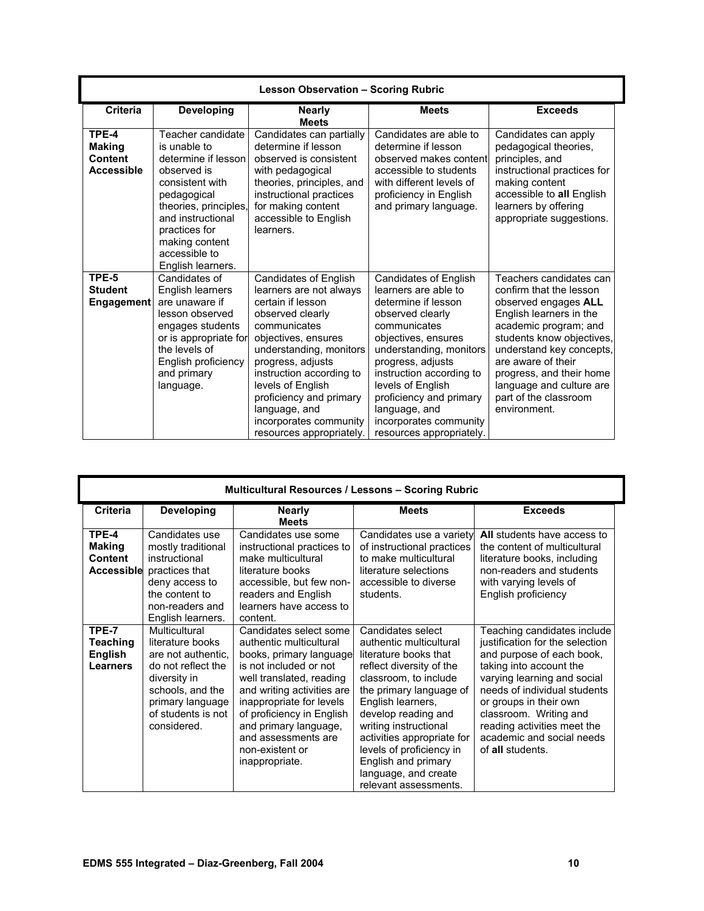**Lesson Observation – Scoring Rubric**

| Criteria | Developing | Nearly Meets | Meets | Exceeds |
|---|---|---|---|---|
| **TPE-4 Making Content Accessible** | Teacher candidate is unable to determine if lesson observed is consistent with pedagogical theories, principles, and instructional practices for making content accessible to English learners. | Candidates can partially determine if lesson observed is consistent with pedagogical theories, principles, and instructional practices for making content accessible to English learners. | Candidates are able to determine if lesson observed makes content accessible to students with different levels of proficiency in English and primary language. | Candidates can apply pedagogical theories, principles, and instructional practices for making content accessible to **all** English learners by offering appropriate suggestions. |
| **TPE-5 Student Engagement** | Candidates of English learners are unaware if lesson observed engages students or is appropriate for the levels of English proficiency and primary language. | Candidates of English learners are not always certain if lesson observed clearly communicates objectives, ensures understanding, monitors progress, adjusts instruction according to levels of English proficiency and primary language, and incorporates community resources appropriately. | Candidates of English learners are able to determine if lesson observed clearly communicates objectives, ensures understanding, monitors progress, adjusts instruction according to levels of English proficiency and primary language, and incorporates community resources appropriately. | Teachers candidates can confirm that the lesson observed engages **ALL** English learners in the academic program; and students know objectives, understand key concepts, are aware of their progress, and their home language and culture are part of the classroom environment. |

**Multicultural Resources / Lessons – Scoring Rubric**

| Criteria | Developing | Nearly Meets | Meets | Exceeds |
|---|---|---|---|---|
| **TPE-4 Making Content Accessible** | Candidates use mostly traditional instructional practices that deny access to the content to non-readers and English learners. | Candidates use some instructional practices to make multicultural literature books accessible, but few non-readers and English learners have access to content. | Candidates use a variety of instructional practices to make multicultural literature selections accessible to diverse students. | **All** students have access to the content of multicultural literature books, including non-readers and students with varying levels of English proficiency |
| **TPE-7 Teaching English Learners** | Multicultural literature books are not authentic, do not reflect the diversity in schools, and the primary language of students is not considered. | Candidates select some authentic multicultural books, primary language is not included or not well translated, reading and writing activities are inappropriate for levels of proficiency in English and primary language, and assessments are non-existent or inappropriate. | Candidates select authentic multicultural literature books that reflect diversity of the classroom, to include the primary language of English learners, develop reading and writing instructional activities appropriate for levels of proficiency in English and primary language, and create relevant assessments. | Teaching candidates include justification for the selection and purpose of each book, taking into account the varying learning and social needs of individual students or groups in their own classroom. Writing and reading activities meet the academic and social needs of **all** students. |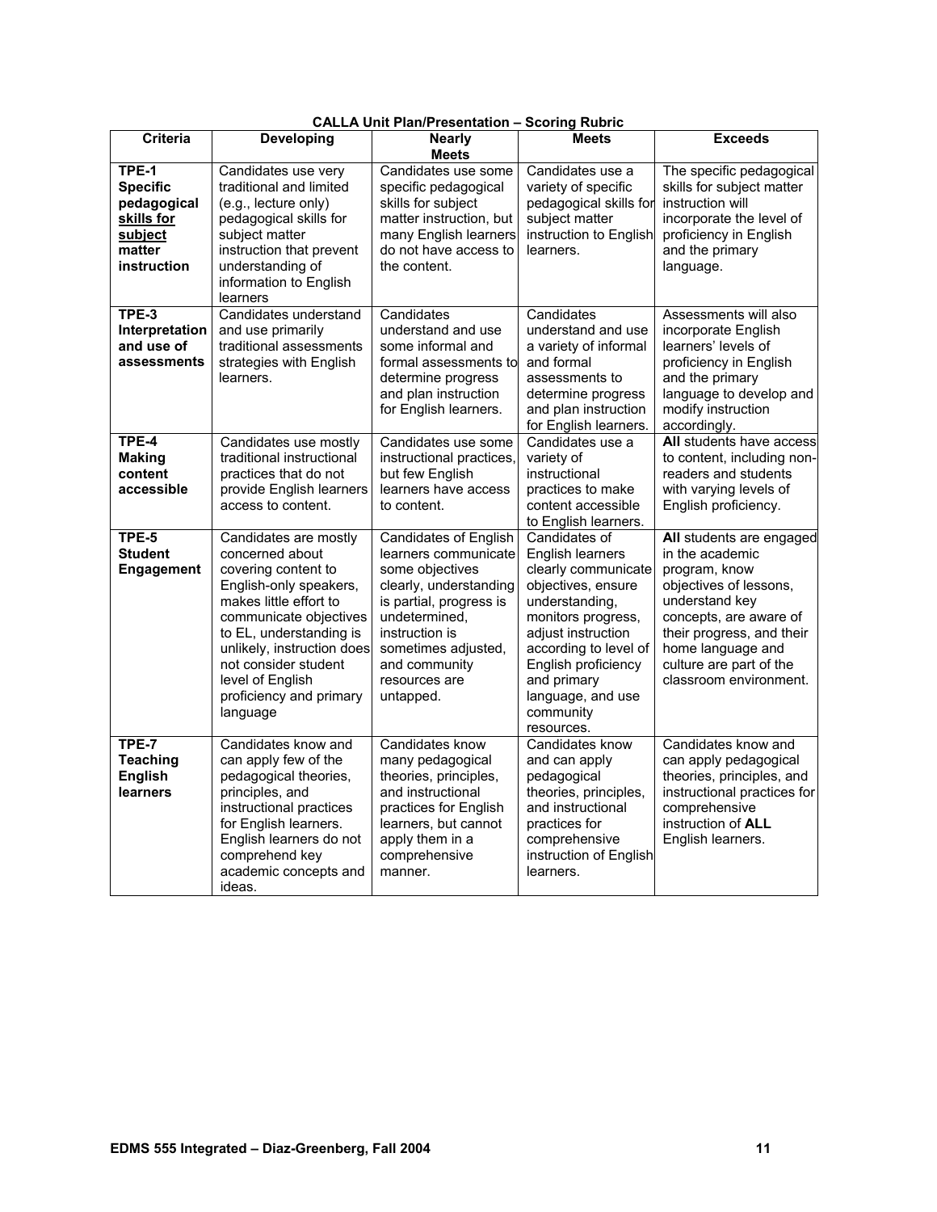**CALLA Unit Plan/Presentation – Scoring Rubric**

| Criteria | Developing | Nearly Meets | Meets | Exceeds |
|---|---|---|---|---|
| **TPE-1 Specific pedagogical <u>skills for subject</u> matter instruction** | Candidates use very traditional and limited (e.g., lecture only) pedagogical skills for subject matter instruction that prevent understanding of information to English learners | Candidates use some specific pedagogical skills for subject matter instruction, but many English learners do not have access to the content. | Candidates use a variety of specific pedagogical skills for subject matter instruction to English learners. | The specific pedagogical skills for subject matter instruction will incorporate the level of proficiency in English and the primary language. |
| **TPE-3 Interpretation and use of assessments** | Candidates understand and use primarily traditional assessments strategies with English learners. | Candidates understand and use some informal and formal assessments to determine progress and plan instruction for English learners. | Candidates understand and use a variety of informal and formal assessments to determine progress and plan instruction for English learners. | Assessments will also incorporate English learners' levels of proficiency in English and the primary language to develop and modify instruction accordingly. |
| **TPE-4 Making content accessible** | Candidates use mostly traditional instructional practices that do not provide English learners access to content. | Candidates use some instructional practices, but few English learners have access to content. | Candidates use a variety of instructional practices to make content accessible to English learners. | **All** students have access to content, including non-readers and students with varying levels of English proficiency. |
| **TPE-5 Student Engagement** | Candidates are mostly concerned about covering content to English-only speakers, makes little effort to communicate objectives to EL, understanding is unlikely, instruction does not consider student level of English proficiency and primary language | Candidates of English learners communicate some objectives clearly, understanding is partial, progress is undetermined, instruction is sometimes adjusted, and community resources are untapped. | Candidates of English learners clearly communicate objectives, ensure understanding, monitors progress, adjust instruction according to level of English proficiency and primary language, and use community resources. | **All** students are engaged in the academic program, know objectives of lessons, understand key concepts, are aware of their progress, and their home language and culture are part of the classroom environment. |
| **TPE-7 Teaching English learners** | Candidates know and can apply few of the pedagogical theories, principles, and instructional practices for English learners. English learners do not comprehend key academic concepts and ideas. | Candidates know many pedagogical theories, principles, and instructional practices for English learners, but cannot apply them in a comprehensive manner. | Candidates know and can apply pedagogical theories, principles, and instructional practices for comprehensive instruction of English learners. | Candidates know and can apply pedagogical theories, principles, and instructional practices for comprehensive instruction of **ALL** English learners. |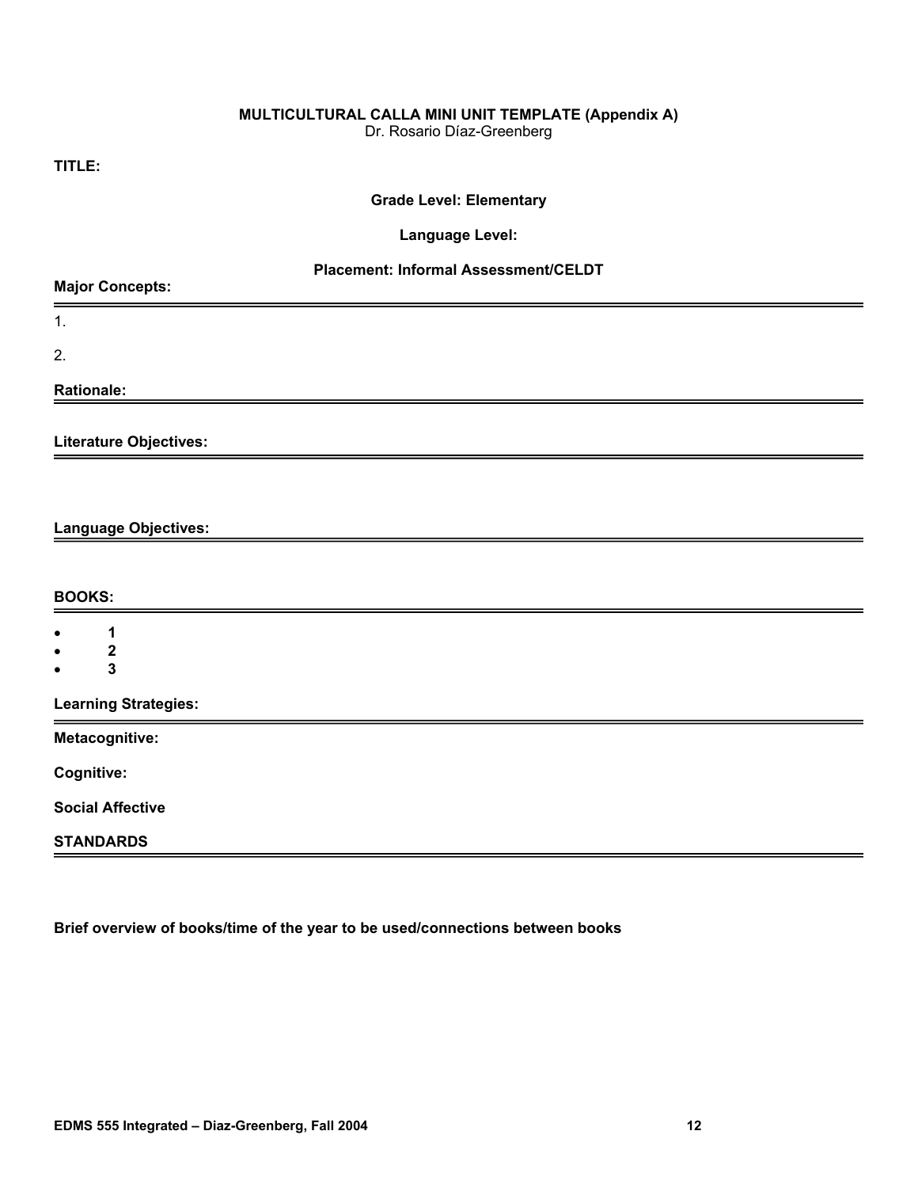**MULTICULTURAL CALLA MINI UNIT TEMPLATE (Appendix A)**
Dr. Rosario Díaz-Greenberg

**TITLE:**

**Grade Level: Elementary**

**Language Level:**

**Placement: Informal Assessment/CELDT**

**Major Concepts:**

1.

2.

**Rationale:**

**Literature Objectives:**

**Language Objectives:**

**BOOKS:**

- **1**
- **2**
- **3**

**Learning Strategies:**

**Metacognitive:**

**Cognitive:**

**Social Affective**

**STANDARDS**

**Brief overview of books/time of the year to be used/connections between books**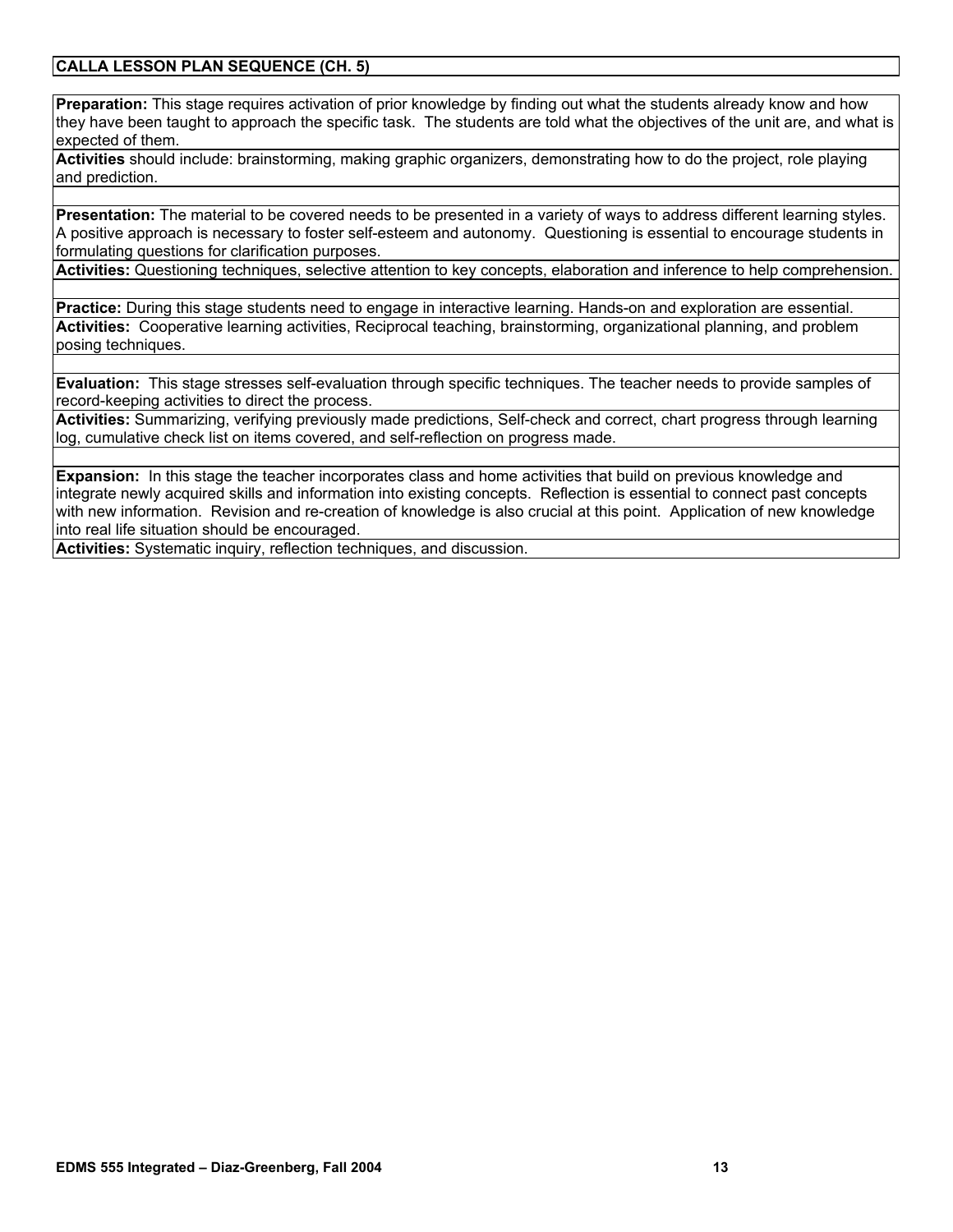# CALLA LESSON PLAN SEQUENCE (CH. 5)

**Preparation:** This stage requires activation of prior knowledge by finding out what the students already know and how they have been taught to approach the specific task. The students are told what the objectives of the unit are, and what is expected of them.

**Activities** should include: brainstorming, making graphic organizers, demonstrating how to do the project, role playing and prediction.

**Presentation:** The material to be covered needs to be presented in a variety of ways to address different learning styles. A positive approach is necessary to foster self-esteem and autonomy. Questioning is essential to encourage students in formulating questions for clarification purposes.

**Activities:** Questioning techniques, selective attention to key concepts, elaboration and inference to help comprehension.

**Practice:** During this stage students need to engage in interactive learning. Hands-on and exploration are essential.

**Activities:** Cooperative learning activities, Reciprocal teaching, brainstorming, organizational planning, and problem posing techniques.

**Evaluation:** This stage stresses self-evaluation through specific techniques. The teacher needs to provide samples of record-keeping activities to direct the process.

**Activities:** Summarizing, verifying previously made predictions, Self-check and correct, chart progress through learning log, cumulative check list on items covered, and self-reflection on progress made.

**Expansion:** In this stage the teacher incorporates class and home activities that build on previous knowledge and integrate newly acquired skills and information into existing concepts. Reflection is essential to connect past concepts with new information. Revision and re-creation of knowledge is also crucial at this point. Application of new knowledge into real life situation should be encouraged.

**Activities:** Systematic inquiry, reflection techniques, and discussion.